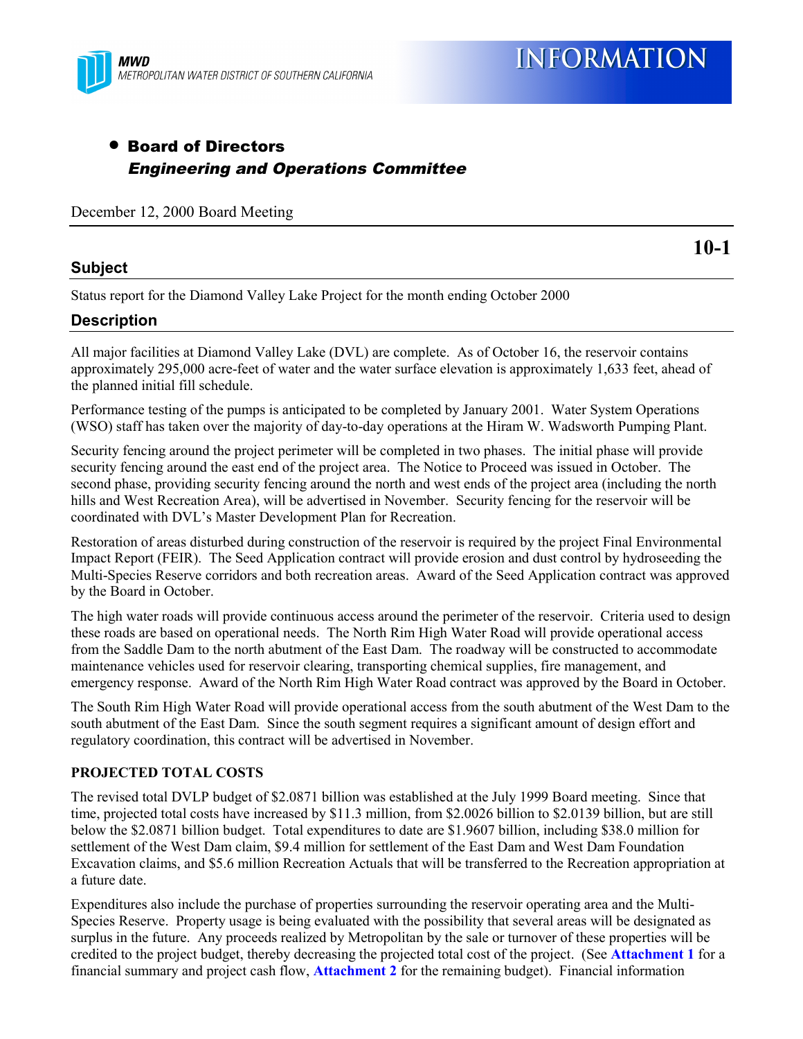MWD
METROPOLITAN WATER DISTRICT OF SOUTHERN CALIFORNIA

# INFORMATION

- **Board of Directors**
  ***Engineering and Operations Committee***

December 12, 2000 Board Meeting

**10-1**

## Subject

Status report for the Diamond Valley Lake Project for the month ending October 2000

## Description

All major facilities at Diamond Valley Lake (DVL) are complete. As of October 16, the reservoir contains approximately 295,000 acre-feet of water and the water surface elevation is approximately 1,633 feet, ahead of the planned initial fill schedule.

Performance testing of the pumps is anticipated to be completed by January 2001. Water System Operations (WSO) staff has taken over the majority of day-to-day operations at the Hiram W. Wadsworth Pumping Plant.

Security fencing around the project perimeter will be completed in two phases. The initial phase will provide security fencing around the east end of the project area. The Notice to Proceed was issued in October. The second phase, providing security fencing around the north and west ends of the project area (including the north hills and West Recreation Area), will be advertised in November. Security fencing for the reservoir will be coordinated with DVL's Master Development Plan for Recreation.

Restoration of areas disturbed during construction of the reservoir is required by the project Final Environmental Impact Report (FEIR). The Seed Application contract will provide erosion and dust control by hydroseeding the Multi-Species Reserve corridors and both recreation areas. Award of the Seed Application contract was approved by the Board in October.

The high water roads will provide continuous access around the perimeter of the reservoir. Criteria used to design these roads are based on operational needs. The North Rim High Water Road will provide operational access from the Saddle Dam to the north abutment of the East Dam. The roadway will be constructed to accommodate maintenance vehicles used for reservoir clearing, transporting chemical supplies, fire management, and emergency response. Award of the North Rim High Water Road contract was approved by the Board in October.

The South Rim High Water Road will provide operational access from the south abutment of the West Dam to the south abutment of the East Dam. Since the south segment requires a significant amount of design effort and regulatory coordination, this contract will be advertised in November.

**PROJECTED TOTAL COSTS**

The revised total DVLP budget of $2.0871 billion was established at the July 1999 Board meeting. Since that time, projected total costs have increased by $11.3 million, from $2.0026 billion to $2.0139 billion, but are still below the $2.0871 billion budget. Total expenditures to date are $1.9607 billion, including $38.0 million for settlement of the West Dam claim, $9.4 million for settlement of the East Dam and West Dam Foundation Excavation claims, and $5.6 million Recreation Actuals that will be transferred to the Recreation appropriation at a future date.

Expenditures also include the purchase of properties surrounding the reservoir operating area and the Multi-Species Reserve. Property usage is being evaluated with the possibility that several areas will be designated as surplus in the future. Any proceeds realized by Metropolitan by the sale or turnover of these properties will be credited to the project budget, thereby decreasing the projected total cost of the project. (See **Attachment 1** for a financial summary and project cash flow, **Attachment 2** for the remaining budget). Financial information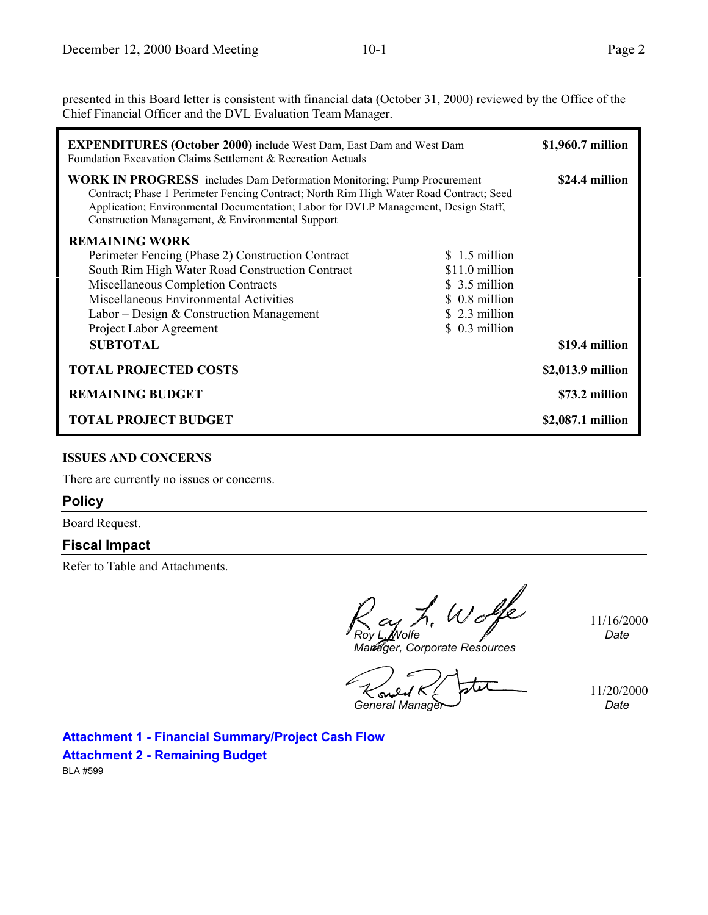presented in this Board letter is consistent with financial data (October 31, 2000) reviewed by the Office of the Chief Financial Officer and the DVL Evaluation Team Manager.

| | | |
|---|---|---|
| **EXPENDITURES (October 2000)** include West Dam, East Dam and West Dam Foundation Excavation Claims Settlement & Recreation Actuals | | **$1,960.7 million** |
| **WORK IN PROGRESS** includes Dam Deformation Monitoring; Pump Procurement Contract; Phase 1 Perimeter Fencing Contract; North Rim High Water Road Contract; Seed Application; Environmental Documentation; Labor for DVLP Management, Design Staff, Construction Management, & Environmental Support | | **$24.4 million** |
| **REMAINING WORK** | | |
| Perimeter Fencing (Phase 2) Construction Contract | $ 1.5 million | |
| South Rim High Water Road Construction Contract | $11.0 million | |
| Miscellaneous Completion Contracts | $ 3.5 million | |
| Miscellaneous Environmental Activities | $ 0.8 million | |
| Labor – Design & Construction Management | $ 2.3 million | |
| Project Labor Agreement | $ 0.3 million | |
| **SUBTOTAL** | | **$19.4 million** |
| **TOTAL PROJECTED COSTS** | | **$2,013.9 million** |
| **REMAINING BUDGET** | | **$73.2 million** |
| **TOTAL PROJECT BUDGET** | | **$2,087.1 million** |

**ISSUES AND CONCERNS**

There are currently no issues or concerns.

## Policy

Board Request.

## Fiscal Impact

Refer to Table and Attachments.

Roy L. Wolfe
*Manager, Corporate Resources* — 11/16/2000 *Date*

*General Manager* — 11/20/2000 *Date*

**Attachment 1 - Financial Summary/Project Cash Flow**

**Attachment 2 - Remaining Budget**

BLA #599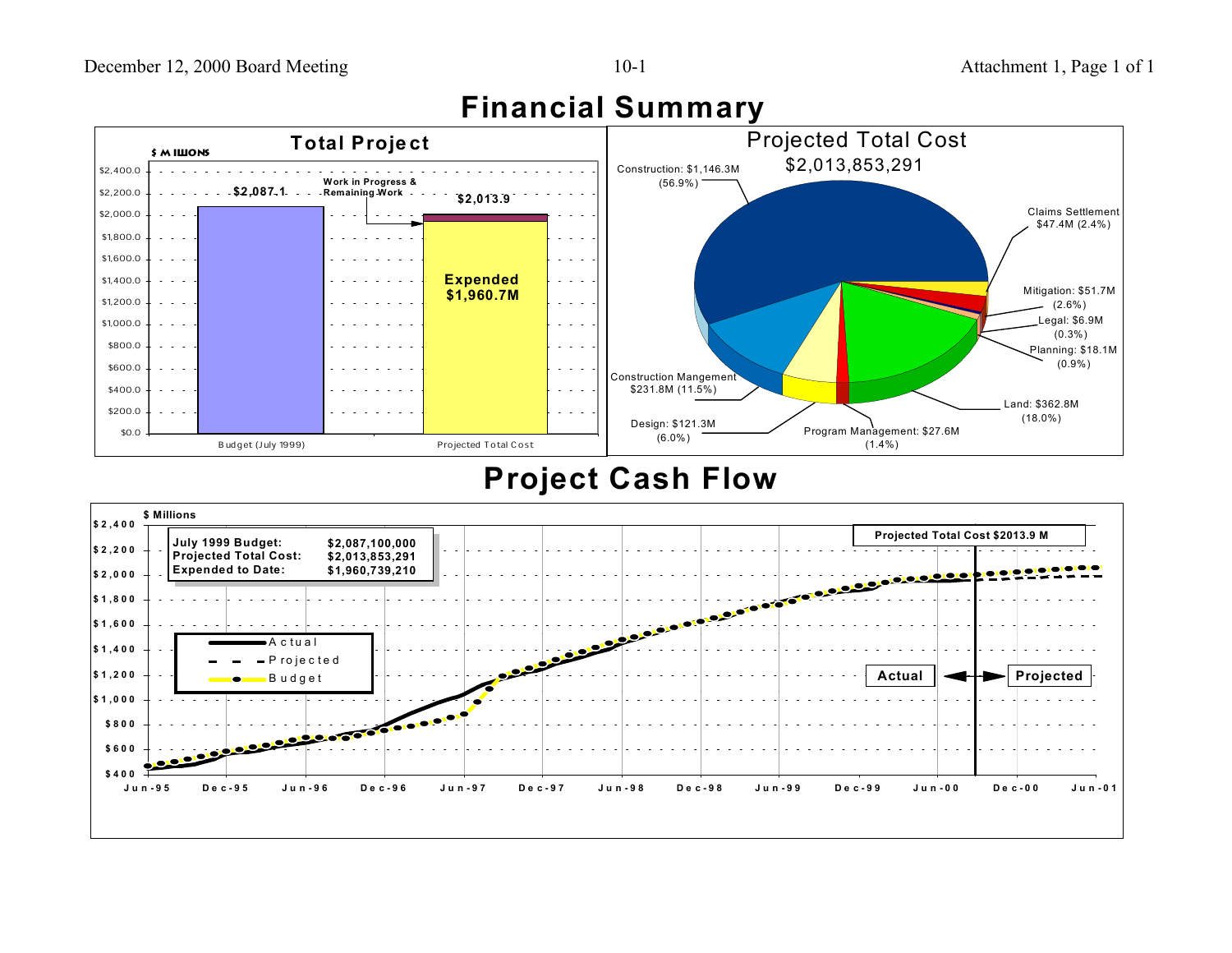# Financial Summary

## Total Project

$ MILLIONS

| | Budget (July 1999) | Projected Total Cost |
|---|---|---|
| Total ($ Millions) | $2,087.1 | $2,013.9 |

Projected Total Cost: Expended $1,960.7M; Work in Progress & Remaining Work

## Projected Total Cost

$2,013,853,291

| Category | Amount | Percent |
|---|---|---|
| Construction | $1,146.3M | 56.9% |
| Claims Settlement | $47.4M | 2.4% |
| Mitigation | $51.7M | 2.6% |
| Legal | $6.9M | 0.3% |
| Planning | $18.1M | 0.9% |
| Land | $362.8M | 18.0% |
| Program Management | $27.6M | 1.4% |
| Design | $121.3M | 6.0% |
| Construction Mangement | $231.8M | 11.5% |

# Project Cash Flow

| | |
|---|---|
| July 1999 Budget: | $2,087,100,000 |
| Projected Total Cost: | $2,013,853,291 |
| Expended to Date: | $1,960,739,210 |

Projected Total Cost $2013.9 M

$ Millions (Jun-95 to Jun-01): Actual, Projected, Budget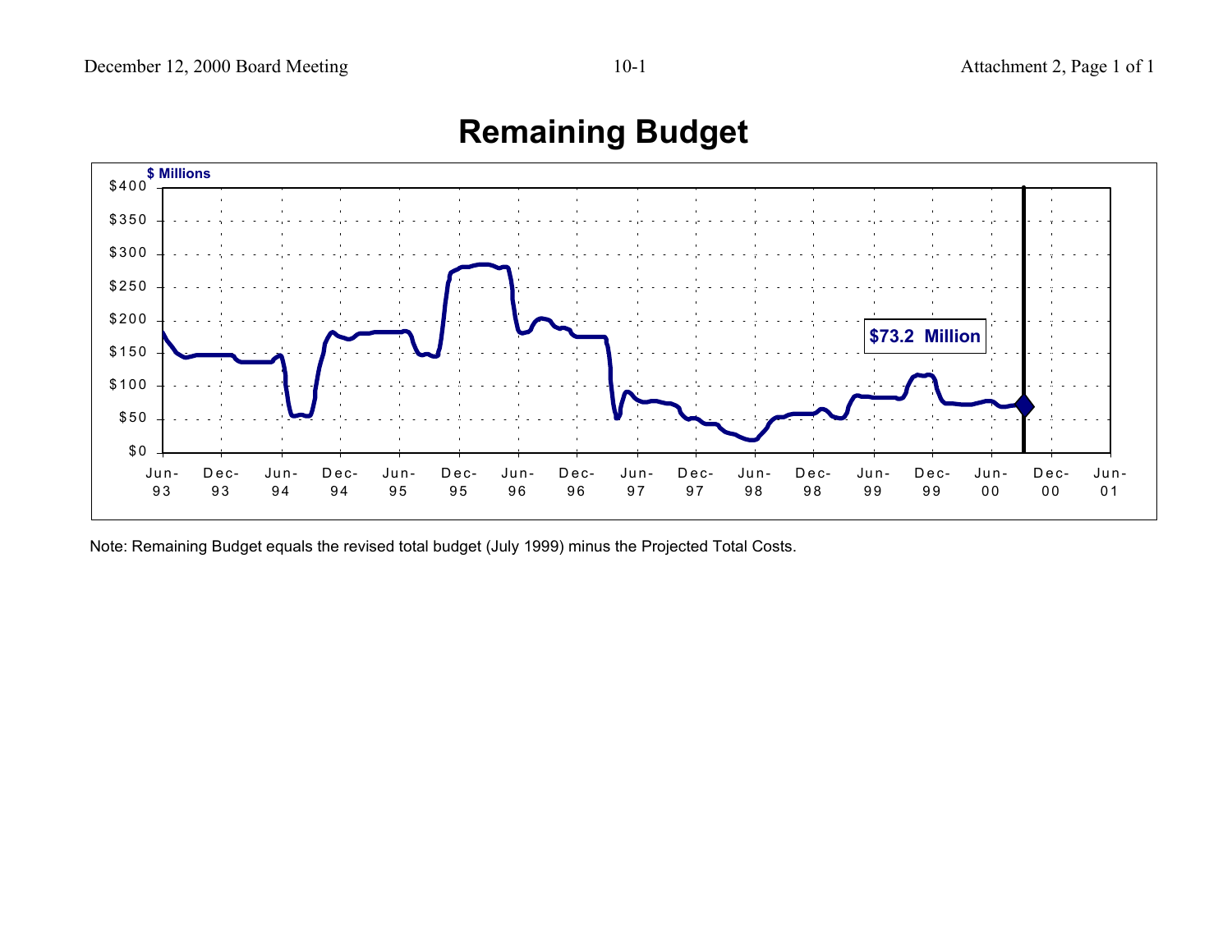# Remaining Budget

$ Millions

$400
$350
$300
$250
$200
$150
$100
$50
$0

Jun-93
Dec-93
Jun-94
Dec-94
Jun-95
Dec-95
Jun-96
Dec-96
Jun-97
Dec-97
Jun-98
Dec-98
Jun-99
Dec-99
Jun-00
Dec-00
Jun-01

$73.2 Million

Note: Remaining Budget equals the revised total budget (July 1999) minus the Projected Total Costs.